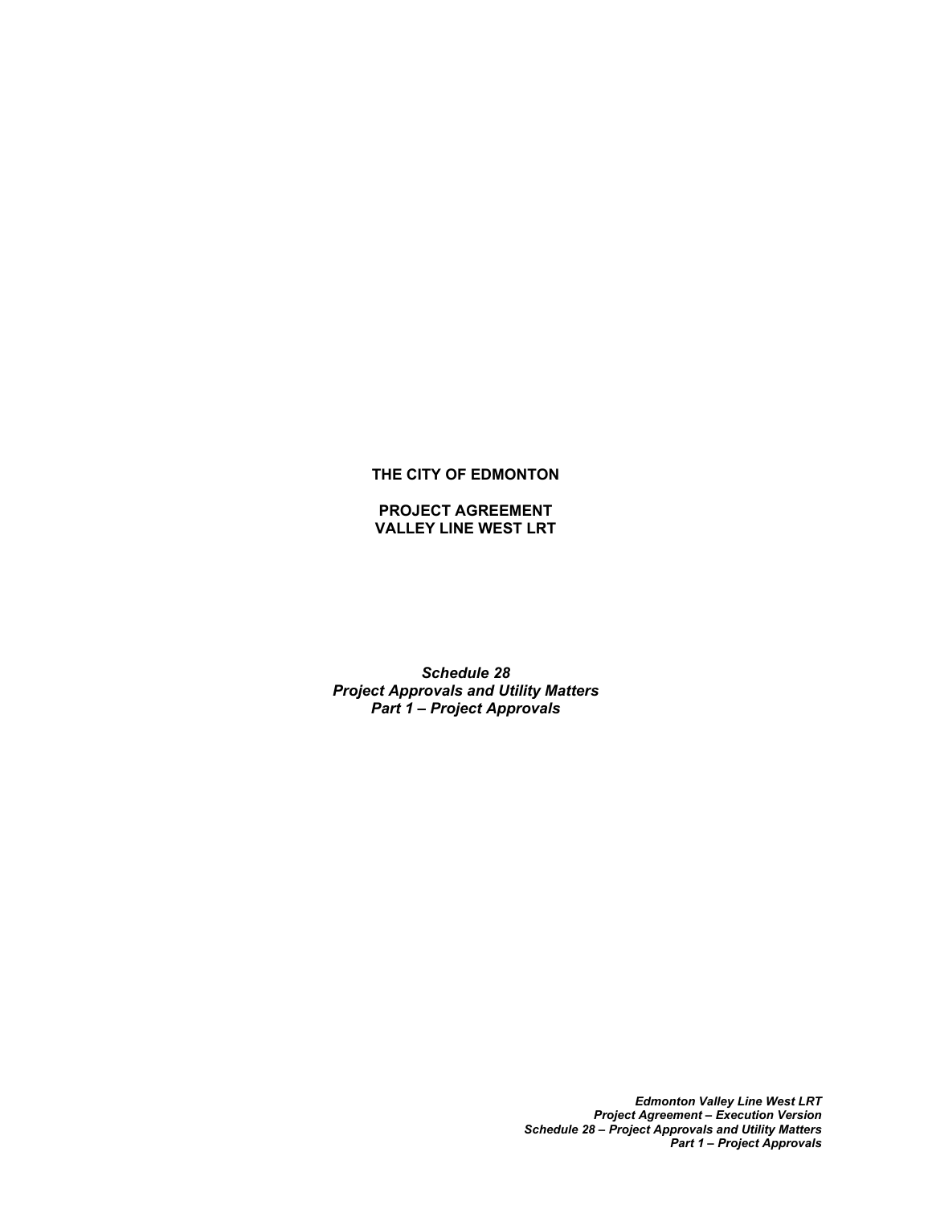**THE CITY OF EDMONTON**

**PROJECT AGREEMENT**
**VALLEY LINE WEST LRT**

***Schedule 28***
***Project Approvals and Utility Matters***
***Part 1 – Project Approvals***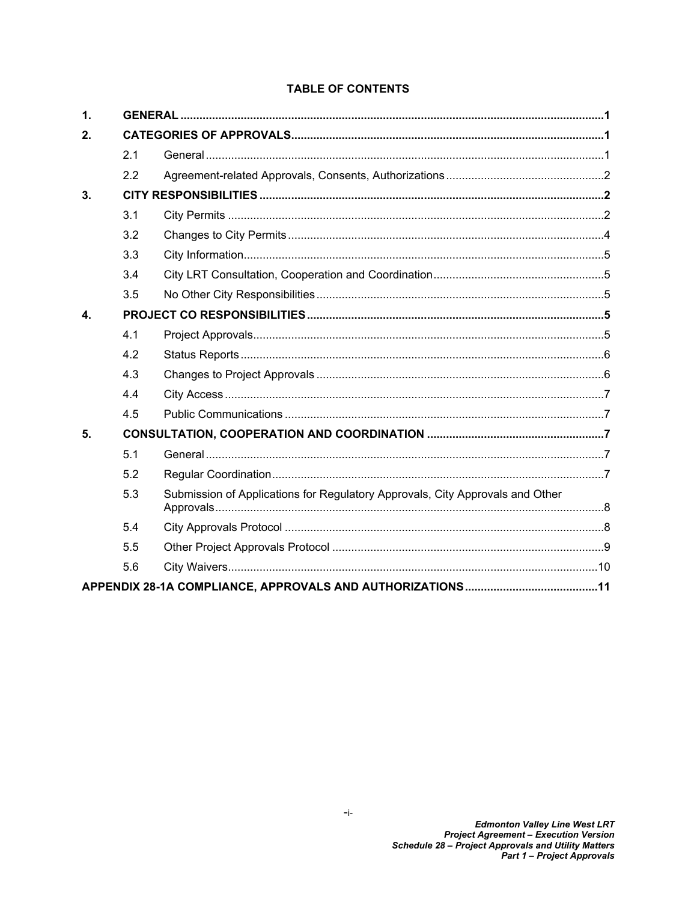**TABLE OF CONTENTS**

| | | | |
|---|---|---|---|
| **1.** | **GENERAL** | | **1** |
| **2.** | **CATEGORIES OF APPROVALS** | | **1** |
| | 2.1 | General | 1 |
| | 2.2 | Agreement-related Approvals, Consents, Authorizations | 2 |
| **3.** | **CITY RESPONSIBILITIES** | | **2** |
| | 3.1 | City Permits | 2 |
| | 3.2 | Changes to City Permits | 4 |
| | 3.3 | City Information | 5 |
| | 3.4 | City LRT Consultation, Cooperation and Coordination | 5 |
| | 3.5 | No Other City Responsibilities | 5 |
| **4.** | **PROJECT CO RESPONSIBILITIES** | | **5** |
| | 4.1 | Project Approvals | 5 |
| | 4.2 | Status Reports | 6 |
| | 4.3 | Changes to Project Approvals | 6 |
| | 4.4 | City Access | 7 |
| | 4.5 | Public Communications | 7 |
| **5.** | **CONSULTATION, COOPERATION AND COORDINATION** | | **7** |
| | 5.1 | General | 7 |
| | 5.2 | Regular Coordination | 7 |
| | 5.3 | Submission of Applications for Regulatory Approvals, City Approvals and Other Approvals | 8 |
| | 5.4 | City Approvals Protocol | 8 |
| | 5.5 | Other Project Approvals Protocol | 9 |
| | 5.6 | City Waivers | 10 |
| **APPENDIX 28-1A COMPLIANCE, APPROVALS AND AUTHORIZATIONS** | | | **11** |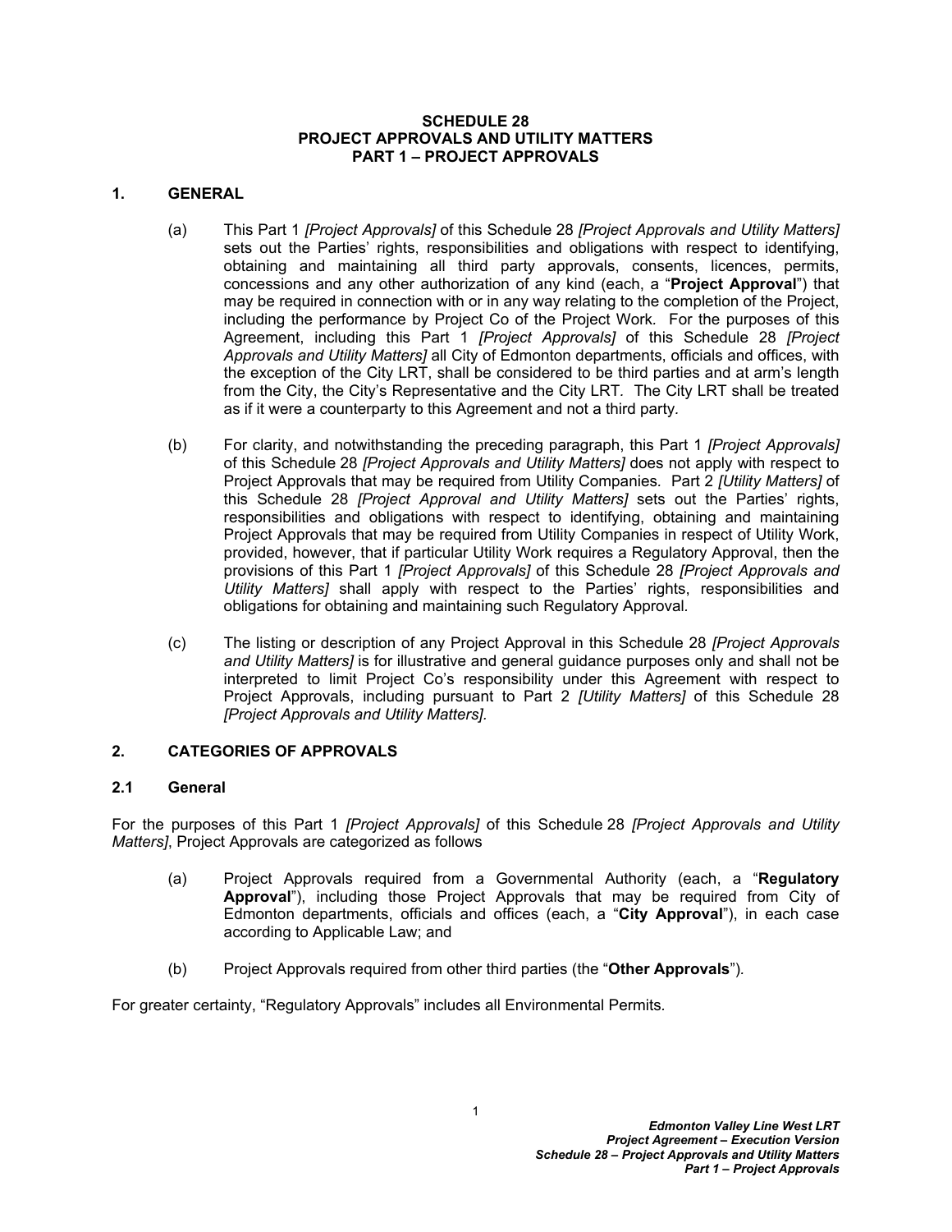# SCHEDULE 28
# PROJECT APPROVALS AND UTILITY MATTERS
# PART 1 – PROJECT APPROVALS

## 1. GENERAL

(a) This Part 1 *[Project Approvals]* of this Schedule 28 *[Project Approvals and Utility Matters]* sets out the Parties' rights, responsibilities and obligations with respect to identifying, obtaining and maintaining all third party approvals, consents, licences, permits, concessions and any other authorization of any kind (each, a "**Project Approval**") that may be required in connection with or in any way relating to the completion of the Project, including the performance by Project Co of the Project Work. For the purposes of this Agreement, including this Part 1 *[Project Approvals]* of this Schedule 28 *[Project Approvals and Utility Matters]* all City of Edmonton departments, officials and offices, with the exception of the City LRT, shall be considered to be third parties and at arm's length from the City, the City's Representative and the City LRT. The City LRT shall be treated as if it were a counterparty to this Agreement and not a third party.

(b) For clarity, and notwithstanding the preceding paragraph, this Part 1 *[Project Approvals]* of this Schedule 28 *[Project Approvals and Utility Matters]* does not apply with respect to Project Approvals that may be required from Utility Companies. Part 2 *[Utility Matters]* of this Schedule 28 *[Project Approval and Utility Matters]* sets out the Parties' rights, responsibilities and obligations with respect to identifying, obtaining and maintaining Project Approvals that may be required from Utility Companies in respect of Utility Work, provided, however, that if particular Utility Work requires a Regulatory Approval, then the provisions of this Part 1 *[Project Approvals]* of this Schedule 28 *[Project Approvals and Utility Matters]* shall apply with respect to the Parties' rights, responsibilities and obligations for obtaining and maintaining such Regulatory Approval.

(c) The listing or description of any Project Approval in this Schedule 28 *[Project Approvals and Utility Matters]* is for illustrative and general guidance purposes only and shall not be interpreted to limit Project Co's responsibility under this Agreement with respect to Project Approvals, including pursuant to Part 2 *[Utility Matters]* of this Schedule 28 *[Project Approvals and Utility Matters].*

## 2. CATEGORIES OF APPROVALS

### 2.1 General

For the purposes of this Part 1 *[Project Approvals]* of this Schedule 28 *[Project Approvals and Utility Matters]*, Project Approvals are categorized as follows

(a) Project Approvals required from a Governmental Authority (each, a "**Regulatory Approval**"), including those Project Approvals that may be required from City of Edmonton departments, officials and offices (each, a "**City Approval**"), in each case according to Applicable Law; and

(b) Project Approvals required from other third parties (the "**Other Approvals**").

For greater certainty, "Regulatory Approvals" includes all Environmental Permits.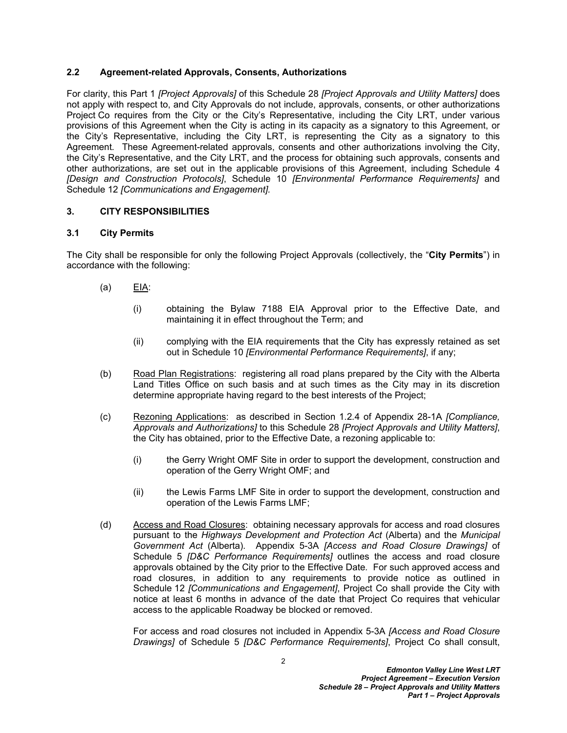### 2.2 Agreement-related Approvals, Consents, Authorizations

For clarity, this Part 1 *[Project Approvals]* of this Schedule 28 *[Project Approvals and Utility Matters]* does not apply with respect to, and City Approvals do not include, approvals, consents, or other authorizations Project Co requires from the City or the City's Representative, including the City LRT, under various provisions of this Agreement when the City is acting in its capacity as a signatory to this Agreement, or the City's Representative, including the City LRT, is representing the City as a signatory to this Agreement. These Agreement-related approvals, consents and other authorizations involving the City, the City's Representative, and the City LRT, and the process for obtaining such approvals, consents and other authorizations, are set out in the applicable provisions of this Agreement, including Schedule 4 *[Design and Construction Protocols]*, Schedule 10 *[Environmental Performance Requirements]* and Schedule 12 *[Communications and Engagement].*

## 3. CITY RESPONSIBILITIES

### 3.1 City Permits

The City shall be responsible for only the following Project Approvals (collectively, the "**City Permits**") in accordance with the following:

(a) EIA:

(i) obtaining the Bylaw 7188 EIA Approval prior to the Effective Date, and maintaining it in effect throughout the Term; and

(ii) complying with the EIA requirements that the City has expressly retained as set out in Schedule 10 *[Environmental Performance Requirements]*, if any;

(b) Road Plan Registrations: registering all road plans prepared by the City with the Alberta Land Titles Office on such basis and at such times as the City may in its discretion determine appropriate having regard to the best interests of the Project;

(c) Rezoning Applications: as described in Section 1.2.4 of Appendix 28-1A *[Compliance, Approvals and Authorizations]* to this Schedule 28 *[Project Approvals and Utility Matters]*, the City has obtained, prior to the Effective Date, a rezoning applicable to:

(i) the Gerry Wright OMF Site in order to support the development, construction and operation of the Gerry Wright OMF; and

(ii) the Lewis Farms LMF Site in order to support the development, construction and operation of the Lewis Farms LMF;

(d) Access and Road Closures: obtaining necessary approvals for access and road closures pursuant to the *Highways Development and Protection Act* (Alberta) and the *Municipal Government Act* (Alberta). Appendix 5-3A *[Access and Road Closure Drawings]* of Schedule 5 *[D&C Performance Requirements]* outlines the access and road closure approvals obtained by the City prior to the Effective Date. For such approved access and road closures, in addition to any requirements to provide notice as outlined in Schedule 12 *[Communications and Engagement]*, Project Co shall provide the City with notice at least 6 months in advance of the date that Project Co requires that vehicular access to the applicable Roadway be blocked or removed.

For access and road closures not included in Appendix 5-3A *[Access and Road Closure Drawings]* of Schedule 5 *[D&C Performance Requirements]*, Project Co shall consult,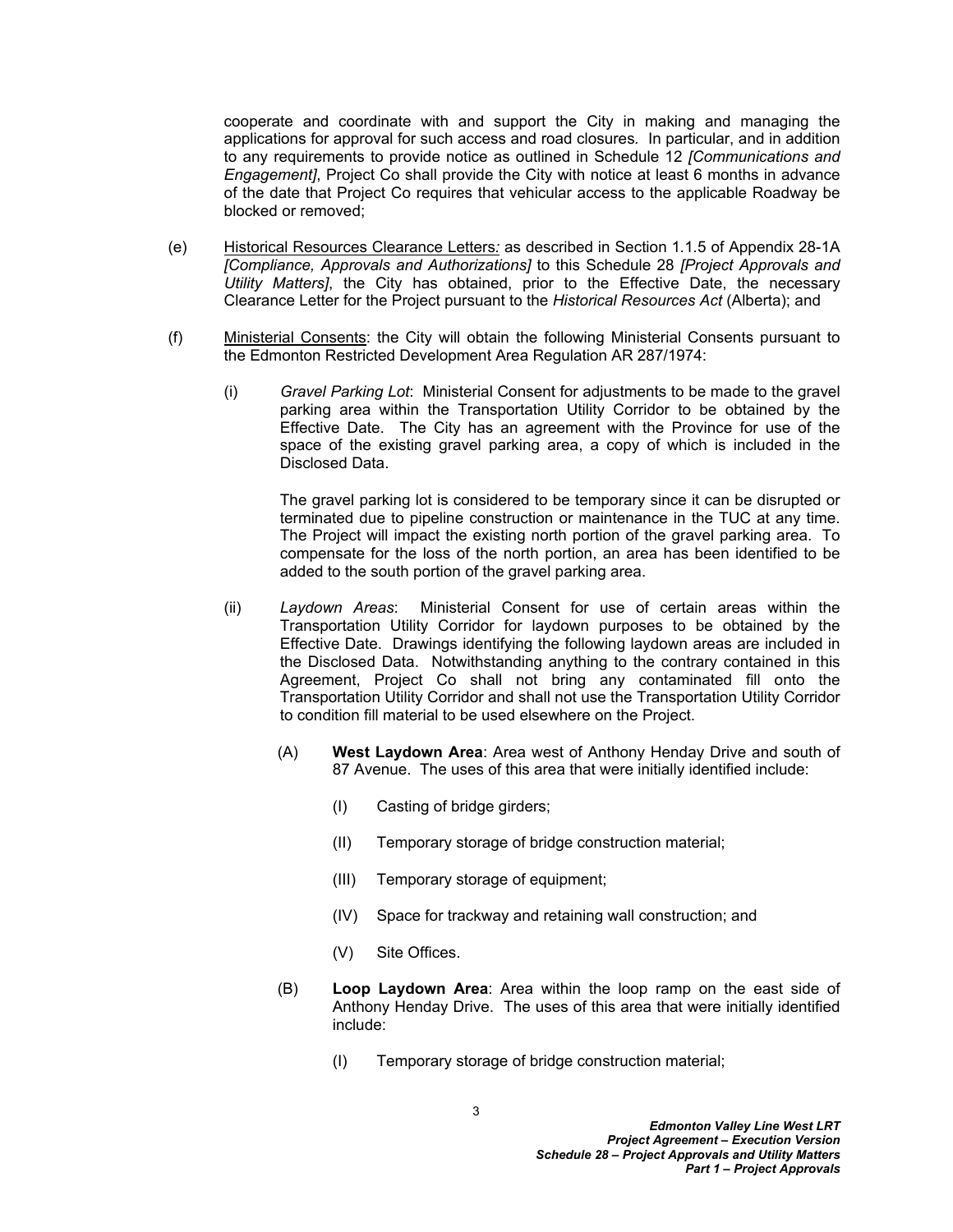cooperate and coordinate with and support the City in making and managing the applications for approval for such access and road closures. In particular, and in addition to any requirements to provide notice as outlined in Schedule 12 *[Communications and Engagement]*, Project Co shall provide the City with notice at least 6 months in advance of the date that Project Co requires that vehicular access to the applicable Roadway be blocked or removed;

(e) Historical Resources Clearance Letters*:* as described in Section 1.1.5 of Appendix 28-1A *[Compliance, Approvals and Authorizations]* to this Schedule 28 *[Project Approvals and Utility Matters]*, the City has obtained, prior to the Effective Date, the necessary Clearance Letter for the Project pursuant to the *Historical Resources Act* (Alberta); and

(f) Ministerial Consents: the City will obtain the following Ministerial Consents pursuant to the Edmonton Restricted Development Area Regulation AR 287/1974:

(i) *Gravel Parking Lot*: Ministerial Consent for adjustments to be made to the gravel parking area within the Transportation Utility Corridor to be obtained by the Effective Date. The City has an agreement with the Province for use of the space of the existing gravel parking area, a copy of which is included in the Disclosed Data.

The gravel parking lot is considered to be temporary since it can be disrupted or terminated due to pipeline construction or maintenance in the TUC at any time. The Project will impact the existing north portion of the gravel parking area. To compensate for the loss of the north portion, an area has been identified to be added to the south portion of the gravel parking area.

(ii) *Laydown Areas*: Ministerial Consent for use of certain areas within the Transportation Utility Corridor for laydown purposes to be obtained by the Effective Date. Drawings identifying the following laydown areas are included in the Disclosed Data. Notwithstanding anything to the contrary contained in this Agreement, Project Co shall not bring any contaminated fill onto the Transportation Utility Corridor and shall not use the Transportation Utility Corridor to condition fill material to be used elsewhere on the Project.

(A) **West Laydown Area**: Area west of Anthony Henday Drive and south of 87 Avenue. The uses of this area that were initially identified include:

(I) Casting of bridge girders;

(II) Temporary storage of bridge construction material;

(III) Temporary storage of equipment;

(IV) Space for trackway and retaining wall construction; and

(V) Site Offices.

(B) **Loop Laydown Area**: Area within the loop ramp on the east side of Anthony Henday Drive. The uses of this area that were initially identified include:

(I) Temporary storage of bridge construction material;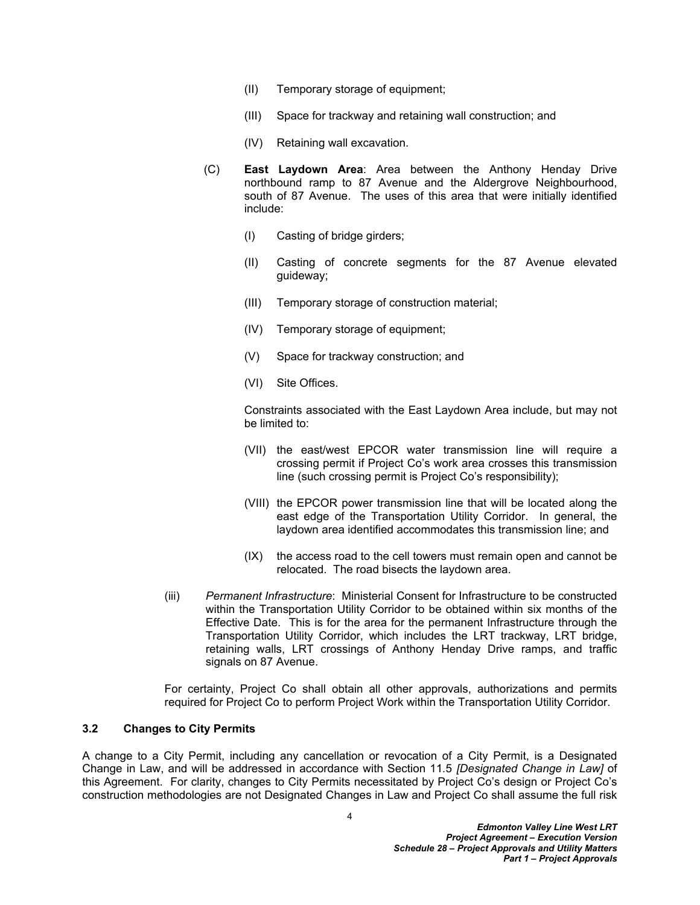(II) Temporary storage of equipment;

(III) Space for trackway and retaining wall construction; and

(IV) Retaining wall excavation.

(C) **East Laydown Area**: Area between the Anthony Henday Drive northbound ramp to 87 Avenue and the Aldergrove Neighbourhood, south of 87 Avenue. The uses of this area that were initially identified include:

(I) Casting of bridge girders;

(II) Casting of concrete segments for the 87 Avenue elevated guideway;

(III) Temporary storage of construction material;

(IV) Temporary storage of equipment;

(V) Space for trackway construction; and

(VI) Site Offices.

Constraints associated with the East Laydown Area include, but may not be limited to:

(VII) the east/west EPCOR water transmission line will require a crossing permit if Project Co's work area crosses this transmission line (such crossing permit is Project Co's responsibility);

(VIII) the EPCOR power transmission line that will be located along the east edge of the Transportation Utility Corridor. In general, the laydown area identified accommodates this transmission line; and

(IX) the access road to the cell towers must remain open and cannot be relocated. The road bisects the laydown area.

(iii) *Permanent Infrastructure*: Ministerial Consent for Infrastructure to be constructed within the Transportation Utility Corridor to be obtained within six months of the Effective Date. This is for the area for the permanent Infrastructure through the Transportation Utility Corridor, which includes the LRT trackway, LRT bridge, retaining walls, LRT crossings of Anthony Henday Drive ramps, and traffic signals on 87 Avenue.

For certainty, Project Co shall obtain all other approvals, authorizations and permits required for Project Co to perform Project Work within the Transportation Utility Corridor.

### 3.2 Changes to City Permits

A change to a City Permit, including any cancellation or revocation of a City Permit, is a Designated Change in Law, and will be addressed in accordance with Section 11.5 *[Designated Change in Law]* of this Agreement. For clarity, changes to City Permits necessitated by Project Co's design or Project Co's construction methodologies are not Designated Changes in Law and Project Co shall assume the full risk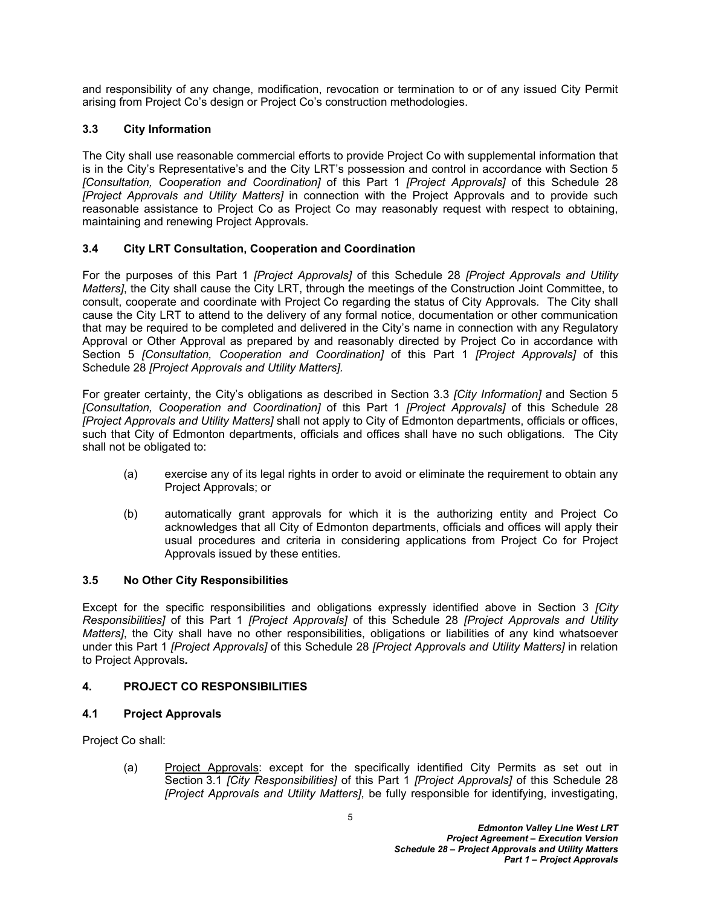and responsibility of any change, modification, revocation or termination to or of any issued City Permit arising from Project Co's design or Project Co's construction methodologies.

### 3.3 City Information

The City shall use reasonable commercial efforts to provide Project Co with supplemental information that is in the City's Representative's and the City LRT's possession and control in accordance with Section 5 *[Consultation, Cooperation and Coordination]* of this Part 1 *[Project Approvals]* of this Schedule 28 *[Project Approvals and Utility Matters]* in connection with the Project Approvals and to provide such reasonable assistance to Project Co as Project Co may reasonably request with respect to obtaining, maintaining and renewing Project Approvals.

### 3.4 City LRT Consultation, Cooperation and Coordination

For the purposes of this Part 1 *[Project Approvals]* of this Schedule 28 *[Project Approvals and Utility Matters]*, the City shall cause the City LRT, through the meetings of the Construction Joint Committee, to consult, cooperate and coordinate with Project Co regarding the status of City Approvals. The City shall cause the City LRT to attend to the delivery of any formal notice, documentation or other communication that may be required to be completed and delivered in the City's name in connection with any Regulatory Approval or Other Approval as prepared by and reasonably directed by Project Co in accordance with Section 5 *[Consultation, Cooperation and Coordination]* of this Part 1 *[Project Approvals]* of this Schedule 28 *[Project Approvals and Utility Matters]*.

For greater certainty, the City's obligations as described in Section 3.3 *[City Information]* and Section 5 *[Consultation, Cooperation and Coordination]* of this Part 1 *[Project Approvals]* of this Schedule 28 *[Project Approvals and Utility Matters]* shall not apply to City of Edmonton departments, officials or offices, such that City of Edmonton departments, officials and offices shall have no such obligations. The City shall not be obligated to:

(a) exercise any of its legal rights in order to avoid or eliminate the requirement to obtain any Project Approvals; or

(b) automatically grant approvals for which it is the authorizing entity and Project Co acknowledges that all City of Edmonton departments, officials and offices will apply their usual procedures and criteria in considering applications from Project Co for Project Approvals issued by these entities.

### 3.5 No Other City Responsibilities

Except for the specific responsibilities and obligations expressly identified above in Section 3 *[City Responsibilities]* of this Part 1 *[Project Approvals]* of this Schedule 28 *[Project Approvals and Utility Matters]*, the City shall have no other responsibilities, obligations or liabilities of any kind whatsoever under this Part 1 *[Project Approvals]* of this Schedule 28 *[Project Approvals and Utility Matters]* in relation to Project Approvals.

## 4. PROJECT CO RESPONSIBILITIES

### 4.1 Project Approvals

Project Co shall:

(a) Project Approvals: except for the specifically identified City Permits as set out in Section 3.1 *[City Responsibilities]* of this Part 1 *[Project Approvals]* of this Schedule 28 *[Project Approvals and Utility Matters]*, be fully responsible for identifying, investigating,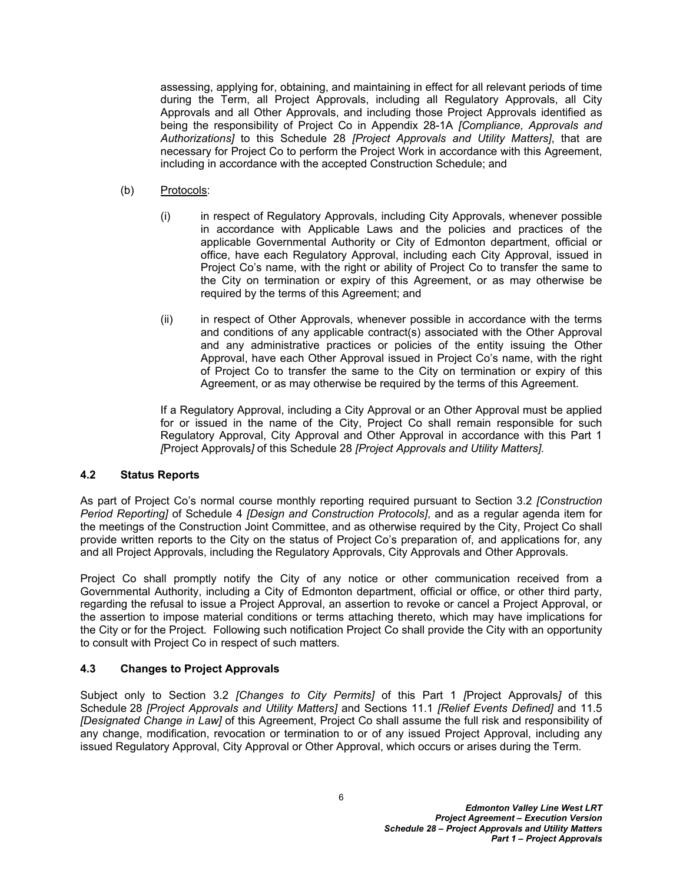assessing, applying for, obtaining, and maintaining in effect for all relevant periods of time during the Term, all Project Approvals, including all Regulatory Approvals, all City Approvals and all Other Approvals, and including those Project Approvals identified as being the responsibility of Project Co in Appendix 28-1A *[Compliance, Approvals and Authorizations]* to this Schedule 28 *[Project Approvals and Utility Matters]*, that are necessary for Project Co to perform the Project Work in accordance with this Agreement, including in accordance with the accepted Construction Schedule; and

(b) Protocols:

(i) in respect of Regulatory Approvals, including City Approvals, whenever possible in accordance with Applicable Laws and the policies and practices of the applicable Governmental Authority or City of Edmonton department, official or office, have each Regulatory Approval, including each City Approval, issued in Project Co's name, with the right or ability of Project Co to transfer the same to the City on termination or expiry of this Agreement, or as may otherwise be required by the terms of this Agreement; and

(ii) in respect of Other Approvals, whenever possible in accordance with the terms and conditions of any applicable contract(s) associated with the Other Approval and any administrative practices or policies of the entity issuing the Other Approval, have each Other Approval issued in Project Co's name, with the right of Project Co to transfer the same to the City on termination or expiry of this Agreement, or as may otherwise be required by the terms of this Agreement.

If a Regulatory Approval, including a City Approval or an Other Approval must be applied for or issued in the name of the City, Project Co shall remain responsible for such Regulatory Approval, City Approval and Other Approval in accordance with this Part 1 *[*Project Approvals*]* of this Schedule 28 *[Project Approvals and Utility Matters].*

### 4.2 Status Reports

As part of Project Co's normal course monthly reporting required pursuant to Section 3.2 *[Construction Period Reporting]* of Schedule 4 *[Design and Construction Protocols]*, and as a regular agenda item for the meetings of the Construction Joint Committee, and as otherwise required by the City, Project Co shall provide written reports to the City on the status of Project Co's preparation of, and applications for, any and all Project Approvals, including the Regulatory Approvals, City Approvals and Other Approvals.

Project Co shall promptly notify the City of any notice or other communication received from a Governmental Authority, including a City of Edmonton department, official or office, or other third party, regarding the refusal to issue a Project Approval, an assertion to revoke or cancel a Project Approval, or the assertion to impose material conditions or terms attaching thereto, which may have implications for the City or for the Project. Following such notification Project Co shall provide the City with an opportunity to consult with Project Co in respect of such matters.

### 4.3 Changes to Project Approvals

Subject only to Section 3.2 *[Changes to City Permits]* of this Part 1 *[*Project Approvals*]* of this Schedule 28 *[Project Approvals and Utility Matters]* and Sections 11.1 *[Relief Events Defined]* and 11.5 *[Designated Change in Law]* of this Agreement, Project Co shall assume the full risk and responsibility of any change, modification, revocation or termination to or of any issued Project Approval, including any issued Regulatory Approval, City Approval or Other Approval, which occurs or arises during the Term.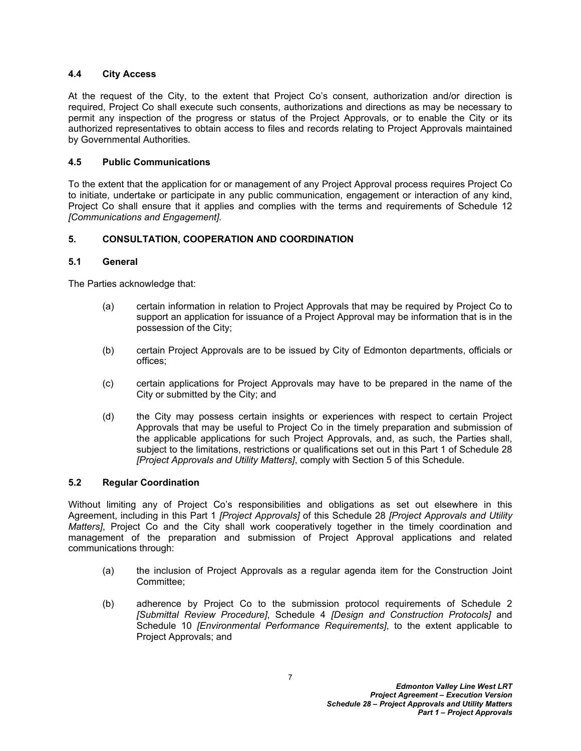### 4.4 City Access

At the request of the City, to the extent that Project Co's consent, authorization and/or direction is required, Project Co shall execute such consents, authorizations and directions as may be necessary to permit any inspection of the progress or status of the Project Approvals, or to enable the City or its authorized representatives to obtain access to files and records relating to Project Approvals maintained by Governmental Authorities.

### 4.5 Public Communications

To the extent that the application for or management of any Project Approval process requires Project Co to initiate, undertake or participate in any public communication, engagement or interaction of any kind, Project Co shall ensure that it applies and complies with the terms and requirements of Schedule 12 *[Communications and Engagement].*

## 5. CONSULTATION, COOPERATION AND COORDINATION

### 5.1 General

The Parties acknowledge that:

(a) certain information in relation to Project Approvals that may be required by Project Co to support an application for issuance of a Project Approval may be information that is in the possession of the City;

(b) certain Project Approvals are to be issued by City of Edmonton departments, officials or offices;

(c) certain applications for Project Approvals may have to be prepared in the name of the City or submitted by the City; and

(d) the City may possess certain insights or experiences with respect to certain Project Approvals that may be useful to Project Co in the timely preparation and submission of the applicable applications for such Project Approvals, and, as such, the Parties shall, subject to the limitations, restrictions or qualifications set out in this Part 1 of Schedule 28 *[Project Approvals and Utility Matters]*, comply with Section 5 of this Schedule.

### 5.2 Regular Coordination

Without limiting any of Project Co's responsibilities and obligations as set out elsewhere in this Agreement, including in this Part 1 *[Project Approvals]* of this Schedule 28 *[Project Approvals and Utility Matters]*, Project Co and the City shall work cooperatively together in the timely coordination and management of the preparation and submission of Project Approval applications and related communications through:

(a) the inclusion of Project Approvals as a regular agenda item for the Construction Joint Committee;

(b) adherence by Project Co to the submission protocol requirements of Schedule 2 *[Submittal Review Procedure]*, Schedule 4 *[Design and Construction Protocols]* and Schedule 10 *[Environmental Performance Requirements]*, to the extent applicable to Project Approvals; and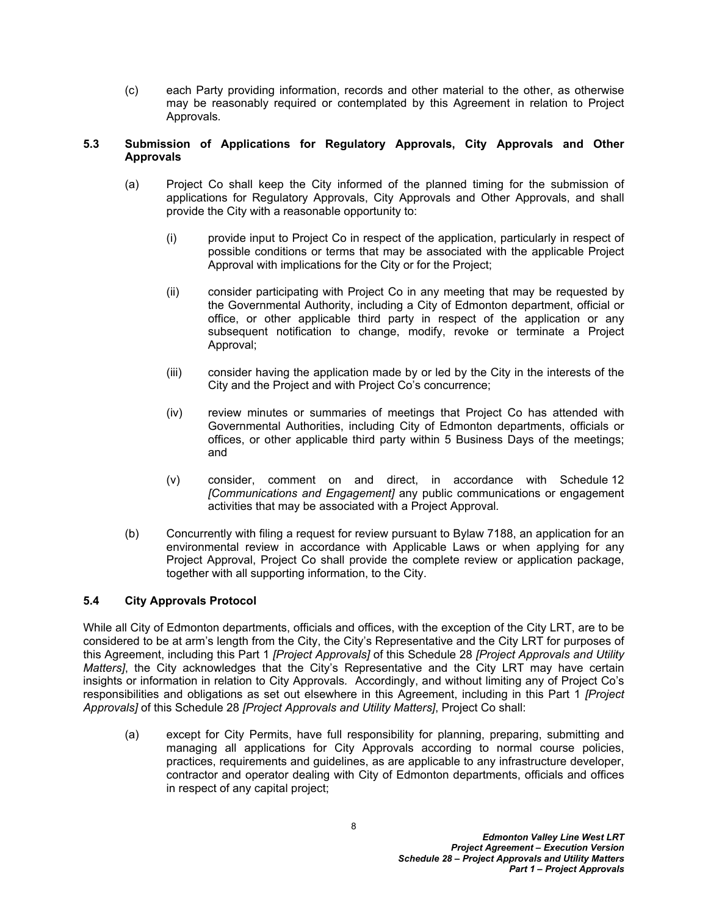(c) each Party providing information, records and other material to the other, as otherwise may be reasonably required or contemplated by this Agreement in relation to Project Approvals.

### 5.3 Submission of Applications for Regulatory Approvals, City Approvals and Other Approvals

(a) Project Co shall keep the City informed of the planned timing for the submission of applications for Regulatory Approvals, City Approvals and Other Approvals, and shall provide the City with a reasonable opportunity to:

(i) provide input to Project Co in respect of the application, particularly in respect of possible conditions or terms that may be associated with the applicable Project Approval with implications for the City or for the Project;

(ii) consider participating with Project Co in any meeting that may be requested by the Governmental Authority, including a City of Edmonton department, official or office, or other applicable third party in respect of the application or any subsequent notification to change, modify, revoke or terminate a Project Approval;

(iii) consider having the application made by or led by the City in the interests of the City and the Project and with Project Co's concurrence;

(iv) review minutes or summaries of meetings that Project Co has attended with Governmental Authorities, including City of Edmonton departments, officials or offices, or other applicable third party within 5 Business Days of the meetings; and

(v) consider, comment on and direct, in accordance with Schedule 12 *[Communications and Engagement]* any public communications or engagement activities that may be associated with a Project Approval.

(b) Concurrently with filing a request for review pursuant to Bylaw 7188, an application for an environmental review in accordance with Applicable Laws or when applying for any Project Approval, Project Co shall provide the complete review or application package, together with all supporting information, to the City.

### 5.4 City Approvals Protocol

While all City of Edmonton departments, officials and offices, with the exception of the City LRT, are to be considered to be at arm's length from the City, the City's Representative and the City LRT for purposes of this Agreement, including this Part 1 *[Project Approvals]* of this Schedule 28 *[Project Approvals and Utility Matters]*, the City acknowledges that the City's Representative and the City LRT may have certain insights or information in relation to City Approvals. Accordingly, and without limiting any of Project Co's responsibilities and obligations as set out elsewhere in this Agreement, including in this Part 1 *[Project Approvals]* of this Schedule 28 *[Project Approvals and Utility Matters]*, Project Co shall:

(a) except for City Permits, have full responsibility for planning, preparing, submitting and managing all applications for City Approvals according to normal course policies, practices, requirements and guidelines, as are applicable to any infrastructure developer, contractor and operator dealing with City of Edmonton departments, officials and offices in respect of any capital project;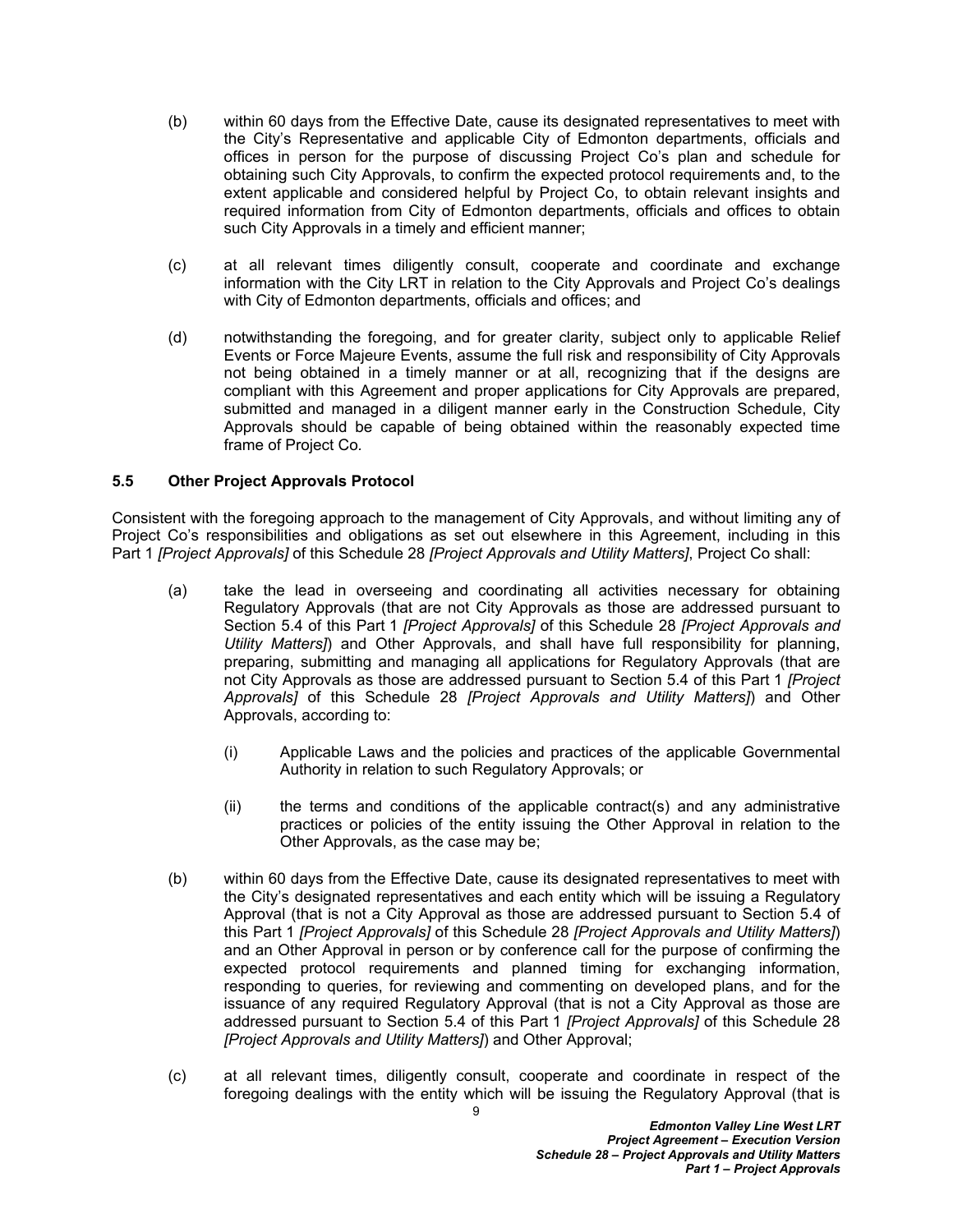(b) within 60 days from the Effective Date, cause its designated representatives to meet with the City's Representative and applicable City of Edmonton departments, officials and offices in person for the purpose of discussing Project Co's plan and schedule for obtaining such City Approvals, to confirm the expected protocol requirements and, to the extent applicable and considered helpful by Project Co, to obtain relevant insights and required information from City of Edmonton departments, officials and offices to obtain such City Approvals in a timely and efficient manner;

(c) at all relevant times diligently consult, cooperate and coordinate and exchange information with the City LRT in relation to the City Approvals and Project Co's dealings with City of Edmonton departments, officials and offices; and

(d) notwithstanding the foregoing, and for greater clarity, subject only to applicable Relief Events or Force Majeure Events, assume the full risk and responsibility of City Approvals not being obtained in a timely manner or at all, recognizing that if the designs are compliant with this Agreement and proper applications for City Approvals are prepared, submitted and managed in a diligent manner early in the Construction Schedule, City Approvals should be capable of being obtained within the reasonably expected time frame of Project Co.

### 5.5 Other Project Approvals Protocol

Consistent with the foregoing approach to the management of City Approvals, and without limiting any of Project Co's responsibilities and obligations as set out elsewhere in this Agreement, including in this Part 1 *[Project Approvals]* of this Schedule 28 *[Project Approvals and Utility Matters]*, Project Co shall:

(a) take the lead in overseeing and coordinating all activities necessary for obtaining Regulatory Approvals (that are not City Approvals as those are addressed pursuant to Section 5.4 of this Part 1 *[Project Approvals]* of this Schedule 28 *[Project Approvals and Utility Matters]*) and Other Approvals, and shall have full responsibility for planning, preparing, submitting and managing all applications for Regulatory Approvals (that are not City Approvals as those are addressed pursuant to Section 5.4 of this Part 1 *[Project Approvals]* of this Schedule 28 *[Project Approvals and Utility Matters]*) and Other Approvals, according to:

  (i) Applicable Laws and the policies and practices of the applicable Governmental Authority in relation to such Regulatory Approvals; or

  (ii) the terms and conditions of the applicable contract(s) and any administrative practices or policies of the entity issuing the Other Approval in relation to the Other Approvals, as the case may be;

(b) within 60 days from the Effective Date, cause its designated representatives to meet with the City's designated representatives and each entity which will be issuing a Regulatory Approval (that is not a City Approval as those are addressed pursuant to Section 5.4 of this Part 1 *[Project Approvals]* of this Schedule 28 *[Project Approvals and Utility Matters]*) and an Other Approval in person or by conference call for the purpose of confirming the expected protocol requirements and planned timing for exchanging information, responding to queries, for reviewing and commenting on developed plans, and for the issuance of any required Regulatory Approval (that is not a City Approval as those are addressed pursuant to Section 5.4 of this Part 1 *[Project Approvals]* of this Schedule 28 *[Project Approvals and Utility Matters]*) and Other Approval;

(c) at all relevant times, diligently consult, cooperate and coordinate in respect of the foregoing dealings with the entity which will be issuing the Regulatory Approval (that is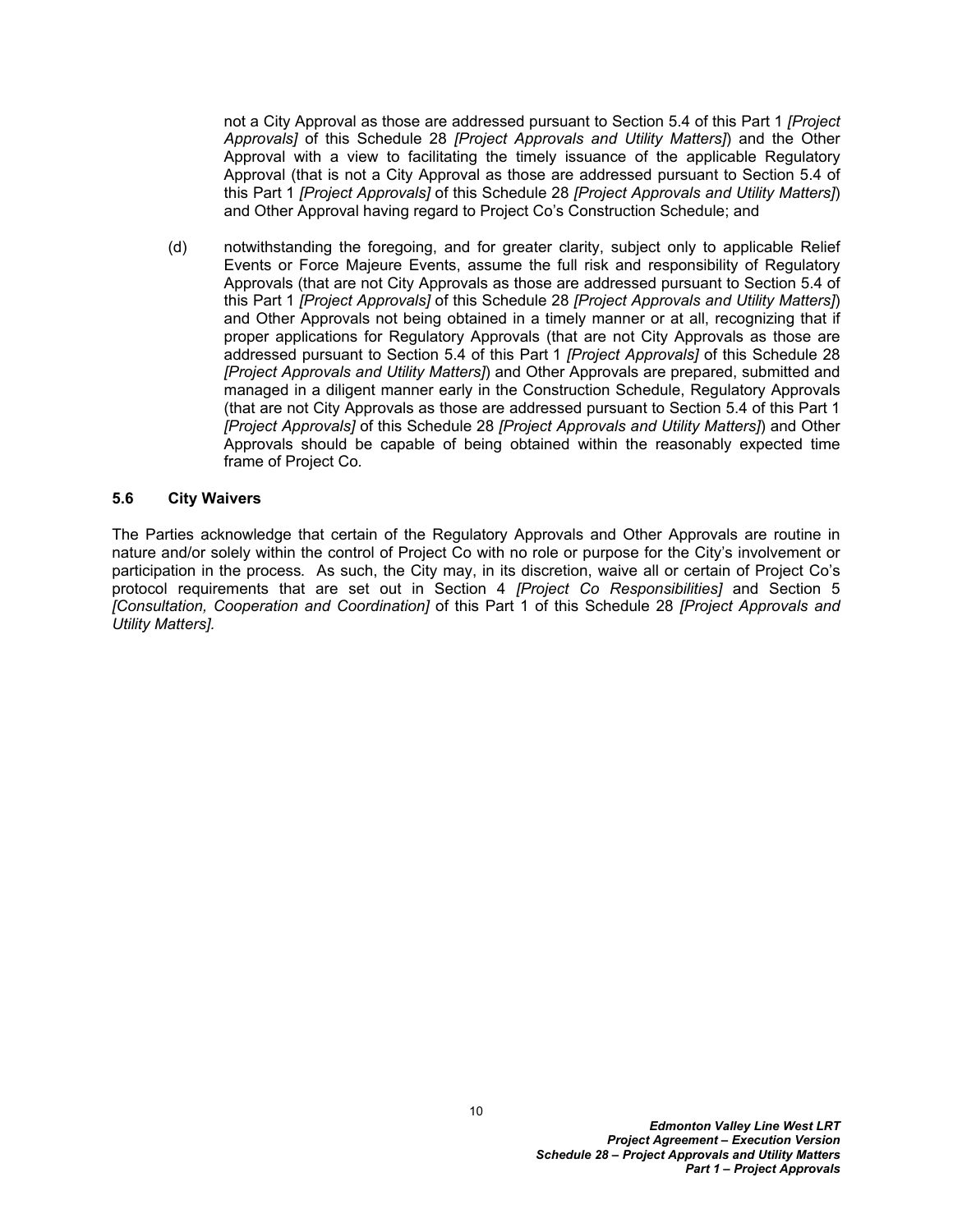not a City Approval as those are addressed pursuant to Section 5.4 of this Part 1 *[Project Approvals]* of this Schedule 28 *[Project Approvals and Utility Matters]*) and the Other Approval with a view to facilitating the timely issuance of the applicable Regulatory Approval (that is not a City Approval as those are addressed pursuant to Section 5.4 of this Part 1 *[Project Approvals]* of this Schedule 28 *[Project Approvals and Utility Matters]*) and Other Approval having regard to Project Co's Construction Schedule; and

(d) notwithstanding the foregoing, and for greater clarity, subject only to applicable Relief Events or Force Majeure Events, assume the full risk and responsibility of Regulatory Approvals (that are not City Approvals as those are addressed pursuant to Section 5.4 of this Part 1 *[Project Approvals]* of this Schedule 28 *[Project Approvals and Utility Matters]*) and Other Approvals not being obtained in a timely manner or at all, recognizing that if proper applications for Regulatory Approvals (that are not City Approvals as those are addressed pursuant to Section 5.4 of this Part 1 *[Project Approvals]* of this Schedule 28 *[Project Approvals and Utility Matters]*) and Other Approvals are prepared, submitted and managed in a diligent manner early in the Construction Schedule, Regulatory Approvals (that are not City Approvals as those are addressed pursuant to Section 5.4 of this Part 1 *[Project Approvals]* of this Schedule 28 *[Project Approvals and Utility Matters]*) and Other Approvals should be capable of being obtained within the reasonably expected time frame of Project Co.

### 5.6 City Waivers

The Parties acknowledge that certain of the Regulatory Approvals and Other Approvals are routine in nature and/or solely within the control of Project Co with no role or purpose for the City's involvement or participation in the process. As such, the City may, in its discretion, waive all or certain of Project Co's protocol requirements that are set out in Section 4 *[Project Co Responsibilities]* and Section 5 *[Consultation, Cooperation and Coordination]* of this Part 1 of this Schedule 28 *[Project Approvals and Utility Matters]*.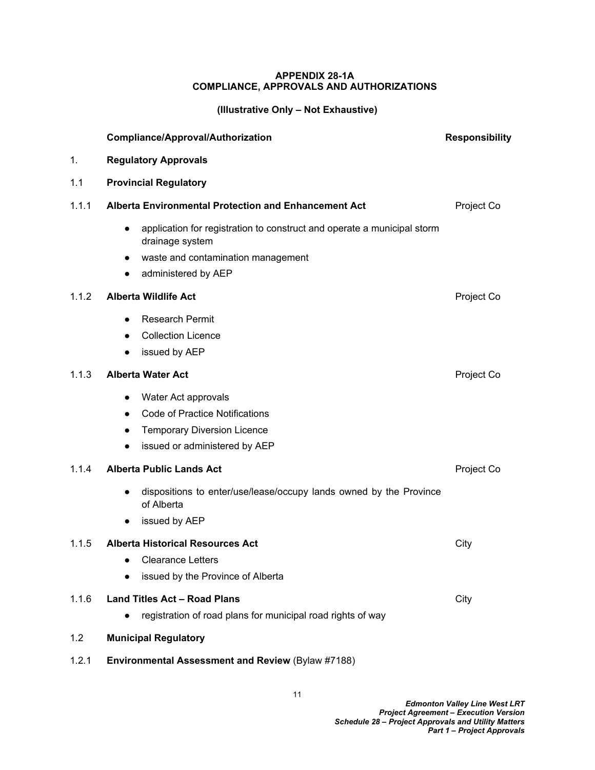**APPENDIX 28-1A**
**COMPLIANCE, APPROVALS AND AUTHORIZATIONS**

**(Illustrative Only – Not Exhaustive)**

| | **Compliance/Approval/Authorization** | **Responsibility** |
|---|---|---|
| 1. | **Regulatory Approvals** | |
| 1.1 | **Provincial Regulatory** | |
| 1.1.1 | **Alberta Environmental Protection and Enhancement Act**<br>● application for registration to construct and operate a municipal storm drainage system<br>● waste and contamination management<br>● administered by AEP | Project Co |
| 1.1.2 | **Alberta Wildlife Act**<br>● Research Permit<br>● Collection Licence<br>● issued by AEP | Project Co |
| 1.1.3 | **Alberta Water Act**<br>● Water Act approvals<br>● Code of Practice Notifications<br>● Temporary Diversion Licence<br>● issued or administered by AEP | Project Co |
| 1.1.4 | **Alberta Public Lands Act**<br>● dispositions to enter/use/lease/occupy lands owned by the Province of Alberta<br>● issued by AEP | Project Co |
| 1.1.5 | **Alberta Historical Resources Act**<br>● Clearance Letters<br>● issued by the Province of Alberta | City |
| 1.1.6 | **Land Titles Act – Road Plans**<br>● registration of road plans for municipal road rights of way | City |
| 1.2 | **Municipal Regulatory** | |
| 1.2.1 | **Environmental Assessment and Review** (Bylaw #7188) | |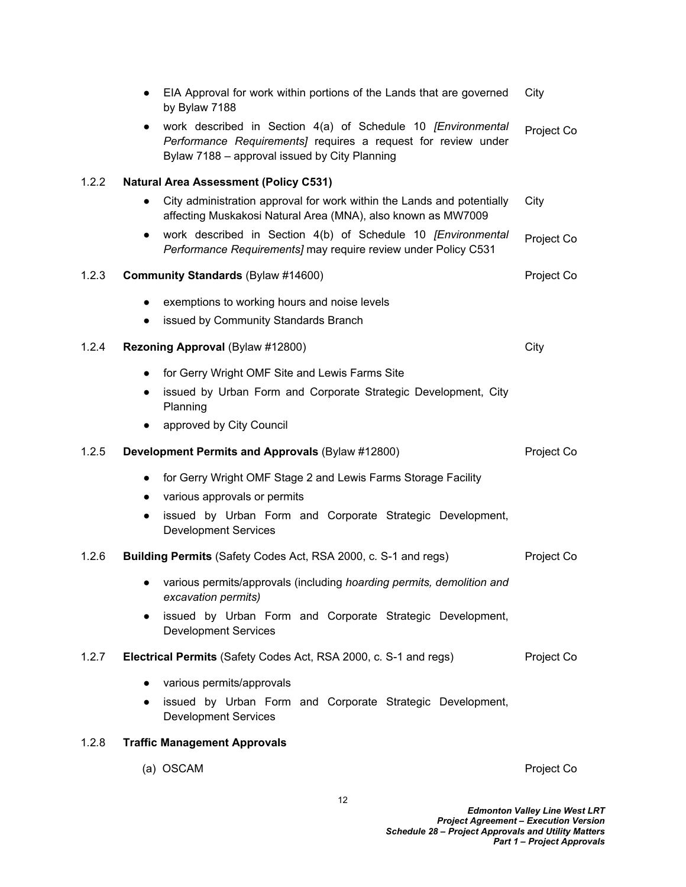- EIA Approval for work within portions of the Lands that are governed by Bylaw 7188 — City
- work described in Section 4(a) of Schedule 10 *[Environmental Performance Requirements]* requires a request for review under Bylaw 7188 – approval issued by City Planning — Project Co

1.2.2 **Natural Area Assessment (Policy C531)**

- City administration approval for work within the Lands and potentially affecting Muskakosi Natural Area (MNA), also known as MW7009 — City
- work described in Section 4(b) of Schedule 10 *[Environmental Performance Requirements]* may require review under Policy C531 — Project Co

1.2.3 **Community Standards** (Bylaw #14600) — Project Co

- exemptions to working hours and noise levels
- issued by Community Standards Branch

1.2.4 **Rezoning Approval** (Bylaw #12800) — City

- for Gerry Wright OMF Site and Lewis Farms Site
- issued by Urban Form and Corporate Strategic Development, City Planning
- approved by City Council

1.2.5 **Development Permits and Approvals** (Bylaw #12800) — Project Co

- for Gerry Wright OMF Stage 2 and Lewis Farms Storage Facility
- various approvals or permits
- issued by Urban Form and Corporate Strategic Development, Development Services

1.2.6 **Building Permits** (Safety Codes Act, RSA 2000, c. S-1 and regs) — Project Co

- various permits/approvals (including *hoarding permits, demolition and excavation permits)*
- issued by Urban Form and Corporate Strategic Development, Development Services

1.2.7 **Electrical Permits** (Safety Codes Act, RSA 2000, c. S-1 and regs) — Project Co

- various permits/approvals
- issued by Urban Form and Corporate Strategic Development, Development Services

1.2.8 **Traffic Management Approvals**

(a) OSCAM — Project Co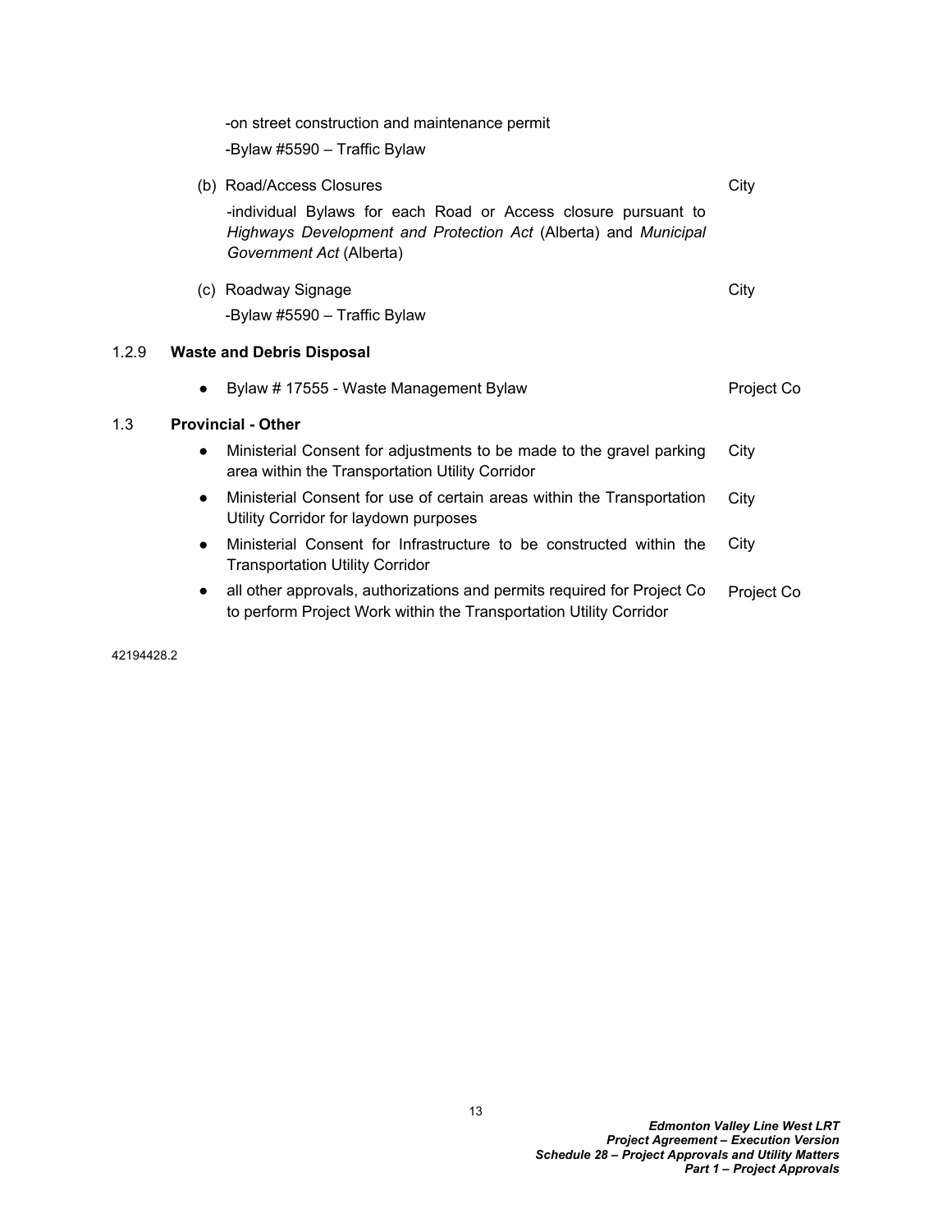-on street construction and maintenance permit

-Bylaw #5590 – Traffic Bylaw

| | | | |
|---|---|---|---|
| | | (b) Road/Access Closures<br>-individual Bylaws for each Road or Access closure pursuant to *Highways Development and Protection Act* (Alberta) and *Municipal Government Act* (Alberta) | City |
| | | (c) Roadway Signage<br>-Bylaw #5590 – Traffic Bylaw | City |
| 1.2.9 | **Waste and Debris Disposal** | | |
| | ● | Bylaw # 17555 - Waste Management Bylaw | Project Co |
| 1.3 | **Provincial - Other** | | |
| | ● | Ministerial Consent for adjustments to be made to the gravel parking area within the Transportation Utility Corridor | City |
| | ● | Ministerial Consent for use of certain areas within the Transportation Utility Corridor for laydown purposes | City |
| | ● | Ministerial Consent for Infrastructure to be constructed within the Transportation Utility Corridor | City |
| | ● | all other approvals, authorizations and permits required for Project Co to perform Project Work within the Transportation Utility Corridor | Project Co |

42194428.2